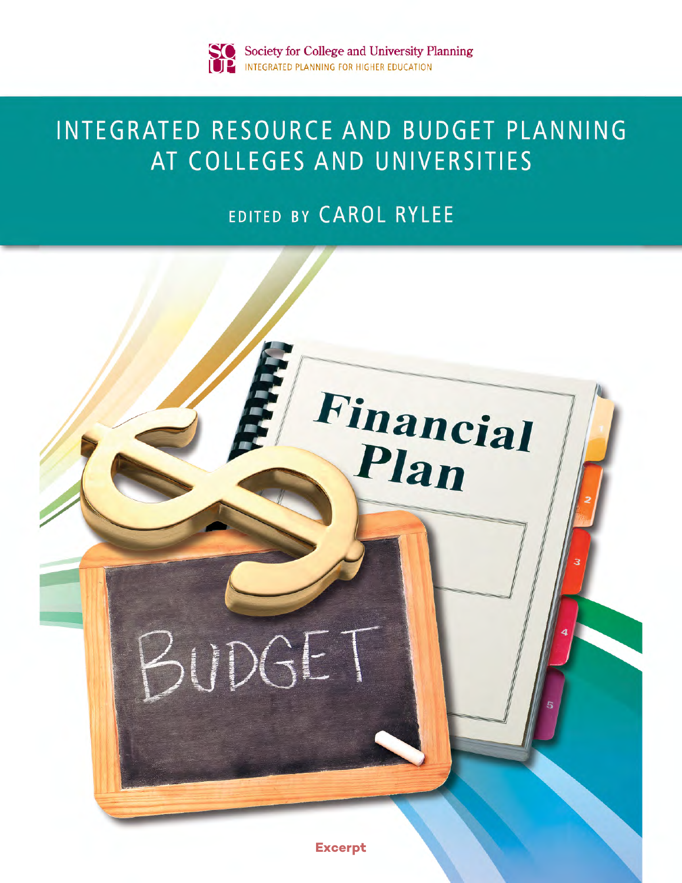Society for College and University Planning
INTEGRATED PLANNING FOR HIGHER EDUCATION

# INTEGRATED RESOURCE AND BUDGET PLANNING AT COLLEGES AND UNIVERSITIES

## EDITED BY CAROL RYLEE

Excerpt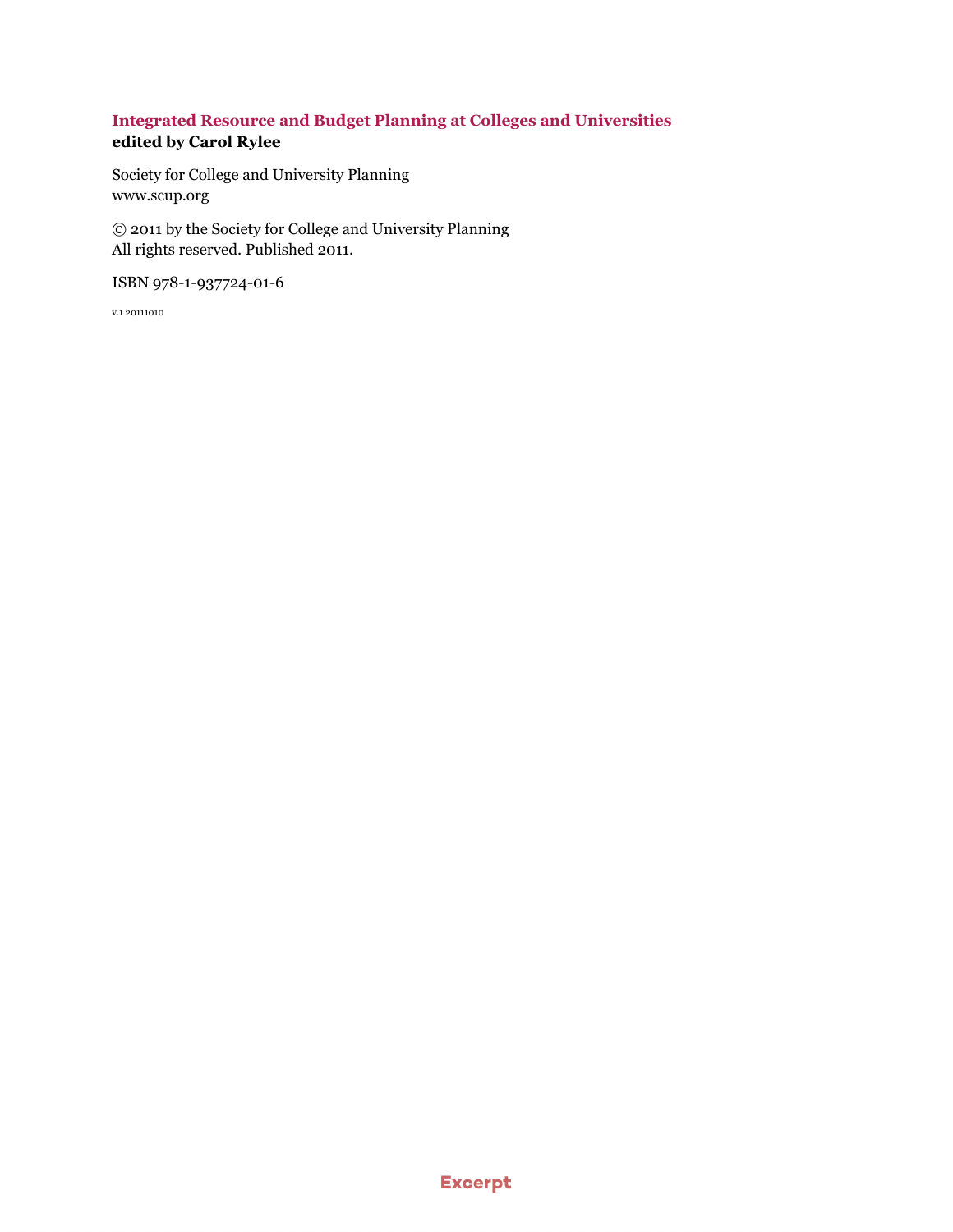**Integrated Resource and Budget Planning at Colleges and Universities**
**edited by Carol Rylee**

Society for College and University Planning
www.scup.org

© 2011 by the Society for College and University Planning
All rights reserved. Published 2011.

ISBN 978-1-937724-01-6

v.1 20111010

Excerpt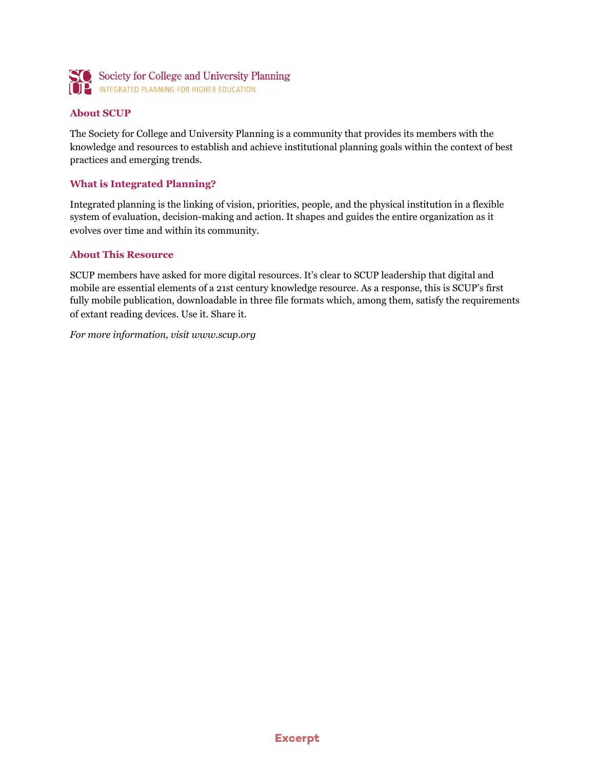Society for College and University Planning
INTEGRATED PLANNING FOR HIGHER EDUCATION

## About SCUP

The Society for College and University Planning is a community that provides its members with the knowledge and resources to establish and achieve institutional planning goals within the context of best practices and emerging trends.

## What is Integrated Planning?

Integrated planning is the linking of vision, priorities, people, and the physical institution in a flexible system of evaluation, decision-making and action. It shapes and guides the entire organization as it evolves over time and within its community.

## About This Resource

SCUP members have asked for more digital resources. It's clear to SCUP leadership that digital and mobile are essential elements of a 21st century knowledge resource. As a response, this is SCUP's first fully mobile publication, downloadable in three file formats which, among them, satisfy the requirements of extant reading devices. Use it. Share it.

*For more information, visit www.scup.org*

Excerpt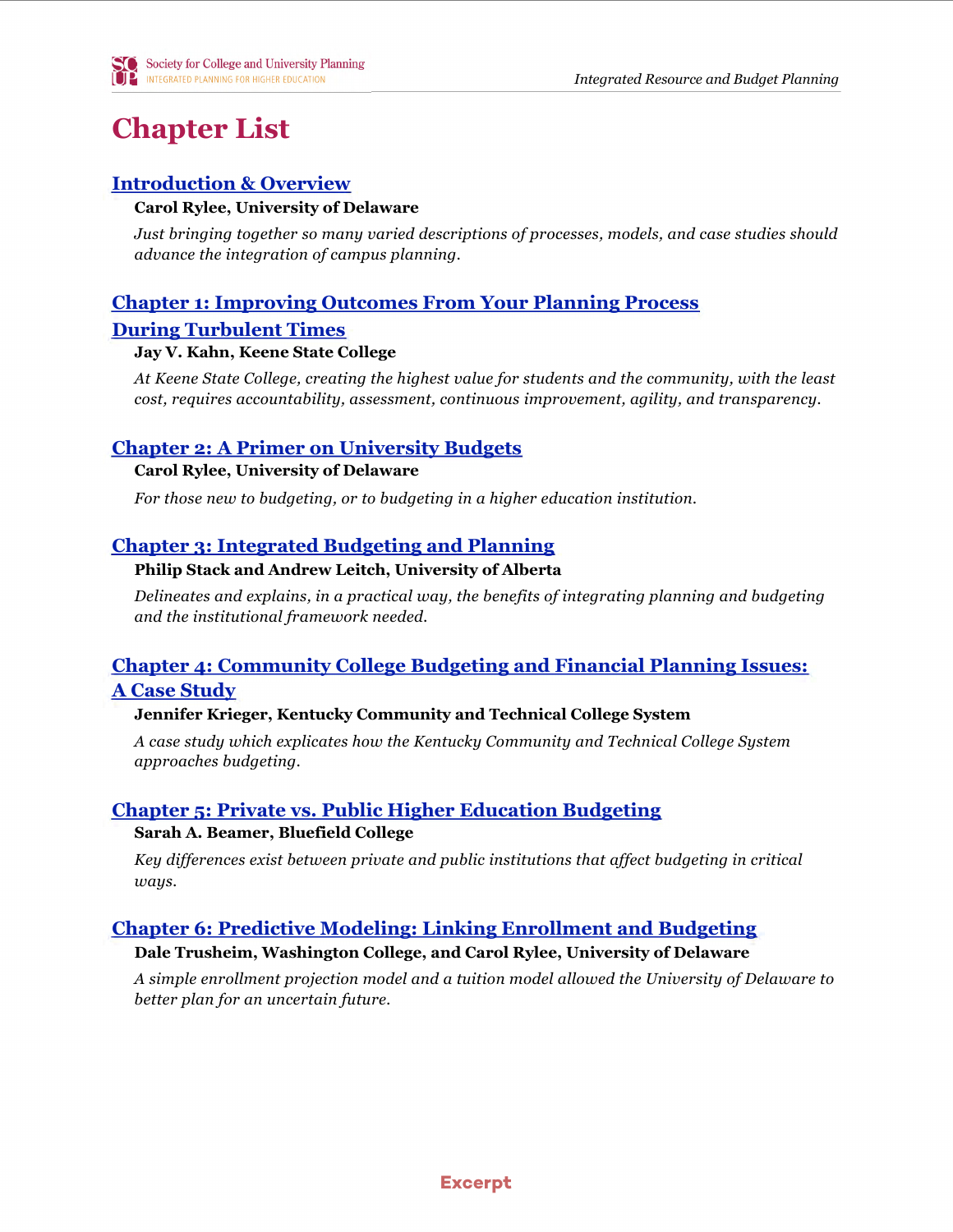# Chapter List

## Introduction & Overview

**Carol Rylee, University of Delaware**

*Just bringing together so many varied descriptions of processes, models, and case studies should advance the integration of campus planning.*

## Chapter 1: Improving Outcomes From Your Planning Process During Turbulent Times

**Jay V. Kahn, Keene State College**

*At Keene State College, creating the highest value for students and the community, with the least cost, requires accountability, assessment, continuous improvement, agility, and transparency.*

## Chapter 2: A Primer on University Budgets

**Carol Rylee, University of Delaware**

*For those new to budgeting, or to budgeting in a higher education institution.*

## Chapter 3: Integrated Budgeting and Planning

**Philip Stack and Andrew Leitch, University of Alberta**

*Delineates and explains, in a practical way, the benefits of integrating planning and budgeting and the institutional framework needed.*

## Chapter 4: Community College Budgeting and Financial Planning Issues: A Case Study

**Jennifer Krieger, Kentucky Community and Technical College System**

*A case study which explicates how the Kentucky Community and Technical College System approaches budgeting.*

## Chapter 5: Private vs. Public Higher Education Budgeting

**Sarah A. Beamer, Bluefield College**

*Key differences exist between private and public institutions that affect budgeting in critical ways.*

## Chapter 6: Predictive Modeling: Linking Enrollment and Budgeting

**Dale Trusheim, Washington College, and Carol Rylee, University of Delaware**

*A simple enrollment projection model and a tuition model allowed the University of Delaware to better plan for an uncertain future.*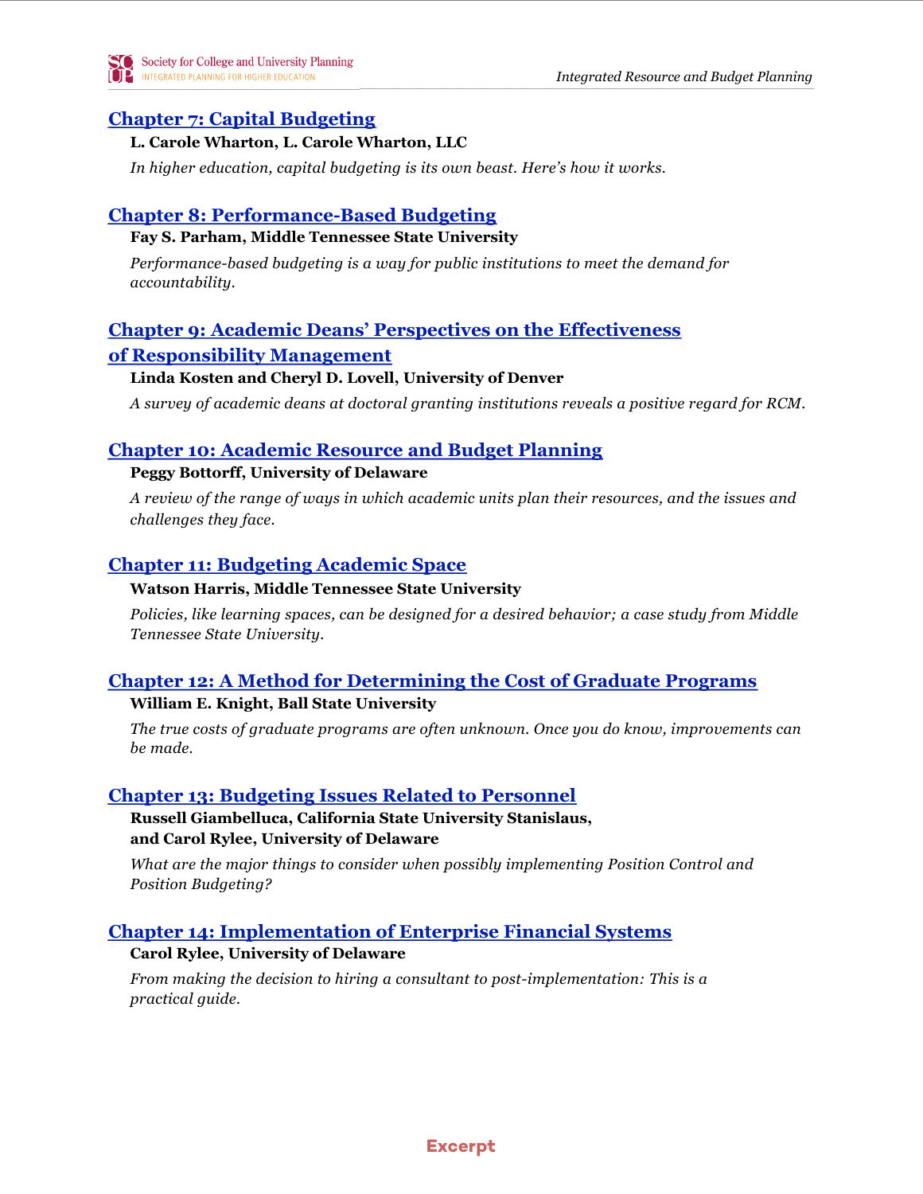## [Chapter 7: Capital Budgeting]

**L. Carole Wharton, L. Carole Wharton, LLC**

*In higher education, capital budgeting is its own beast. Here's how it works.*

## [Chapter 8: Performance-Based Budgeting]

**Fay S. Parham, Middle Tennessee State University**

*Performance-based budgeting is a way for public institutions to meet the demand for accountability.*

## [Chapter 9: Academic Deans' Perspectives on the Effectiveness of Responsibility Management]

**Linda Kosten and Cheryl D. Lovell, University of Denver**

*A survey of academic deans at doctoral granting institutions reveals a positive regard for RCM.*

## [Chapter 10: Academic Resource and Budget Planning]

**Peggy Bottorff, University of Delaware**

*A review of the range of ways in which academic units plan their resources, and the issues and challenges they face.*

## [Chapter 11: Budgeting Academic Space]

**Watson Harris, Middle Tennessee State University**

*Policies, like learning spaces, can be designed for a desired behavior; a case study from Middle Tennessee State University.*

## [Chapter 12: A Method for Determining the Cost of Graduate Programs]

**William E. Knight, Ball State University**

*The true costs of graduate programs are often unknown. Once you do know, improvements can be made.*

## [Chapter 13: Budgeting Issues Related to Personnel]

**Russell Giambelluca, California State University Stanislaus, and Carol Rylee, University of Delaware**

*What are the major things to consider when possibly implementing Position Control and Position Budgeting?*

## [Chapter 14: Implementation of Enterprise Financial Systems]

**Carol Rylee, University of Delaware**

*From making the decision to hiring a consultant to post-implementation: This is a practical guide.*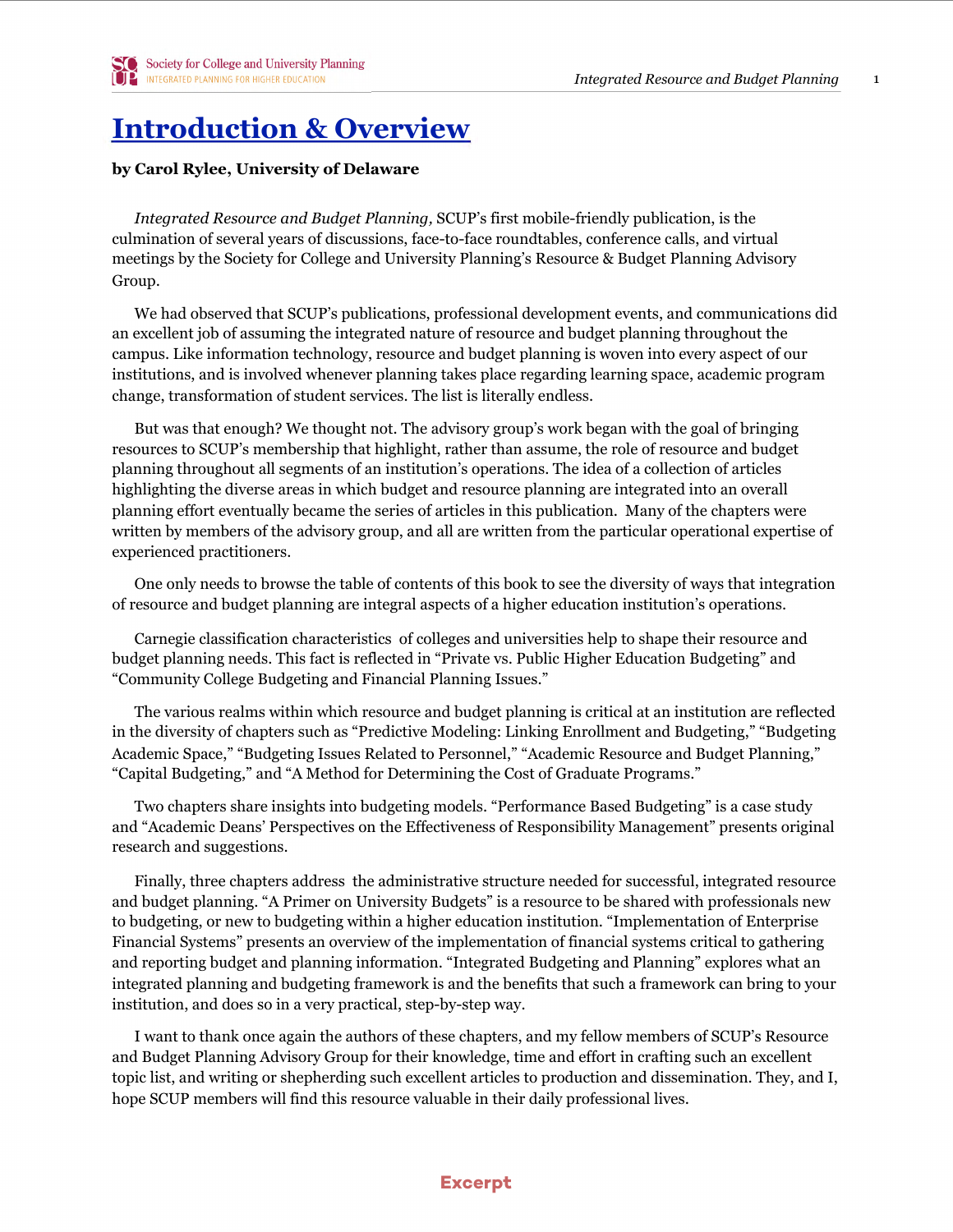# Introduction & Overview

**by Carol Rylee, University of Delaware**

*Integrated Resource and Budget Planning,* SCUP's first mobile-friendly publication, is the culmination of several years of discussions, face-to-face roundtables, conference calls, and virtual meetings by the Society for College and University Planning's Resource & Budget Planning Advisory Group.

We had observed that SCUP's publications, professional development events, and communications did an excellent job of assuming the integrated nature of resource and budget planning throughout the campus. Like information technology, resource and budget planning is woven into every aspect of our institutions, and is involved whenever planning takes place regarding learning space, academic program change, transformation of student services. The list is literally endless.

But was that enough? We thought not. The advisory group's work began with the goal of bringing resources to SCUP's membership that highlight, rather than assume, the role of resource and budget planning throughout all segments of an institution's operations. The idea of a collection of articles highlighting the diverse areas in which budget and resource planning are integrated into an overall planning effort eventually became the series of articles in this publication. Many of the chapters were written by members of the advisory group, and all are written from the particular operational expertise of experienced practitioners.

One only needs to browse the table of contents of this book to see the diversity of ways that integration of resource and budget planning are integral aspects of a higher education institution's operations.

Carnegie classification characteristics of colleges and universities help to shape their resource and budget planning needs. This fact is reflected in "Private vs. Public Higher Education Budgeting" and "Community College Budgeting and Financial Planning Issues."

The various realms within which resource and budget planning is critical at an institution are reflected in the diversity of chapters such as "Predictive Modeling: Linking Enrollment and Budgeting," "Budgeting Academic Space," "Budgeting Issues Related to Personnel," "Academic Resource and Budget Planning," "Capital Budgeting," and "A Method for Determining the Cost of Graduate Programs."

Two chapters share insights into budgeting models. "Performance Based Budgeting" is a case study and "Academic Deans' Perspectives on the Effectiveness of Responsibility Management" presents original research and suggestions.

Finally, three chapters address the administrative structure needed for successful, integrated resource and budget planning. "A Primer on University Budgets" is a resource to be shared with professionals new to budgeting, or new to budgeting within a higher education institution. "Implementation of Enterprise Financial Systems" presents an overview of the implementation of financial systems critical to gathering and reporting budget and planning information. "Integrated Budgeting and Planning" explores what an integrated planning and budgeting framework is and the benefits that such a framework can bring to your institution, and does so in a very practical, step-by-step way.

I want to thank once again the authors of these chapters, and my fellow members of SCUP's Resource and Budget Planning Advisory Group for their knowledge, time and effort in crafting such an excellent topic list, and writing or shepherding such excellent articles to production and dissemination. They, and I, hope SCUP members will find this resource valuable in their daily professional lives.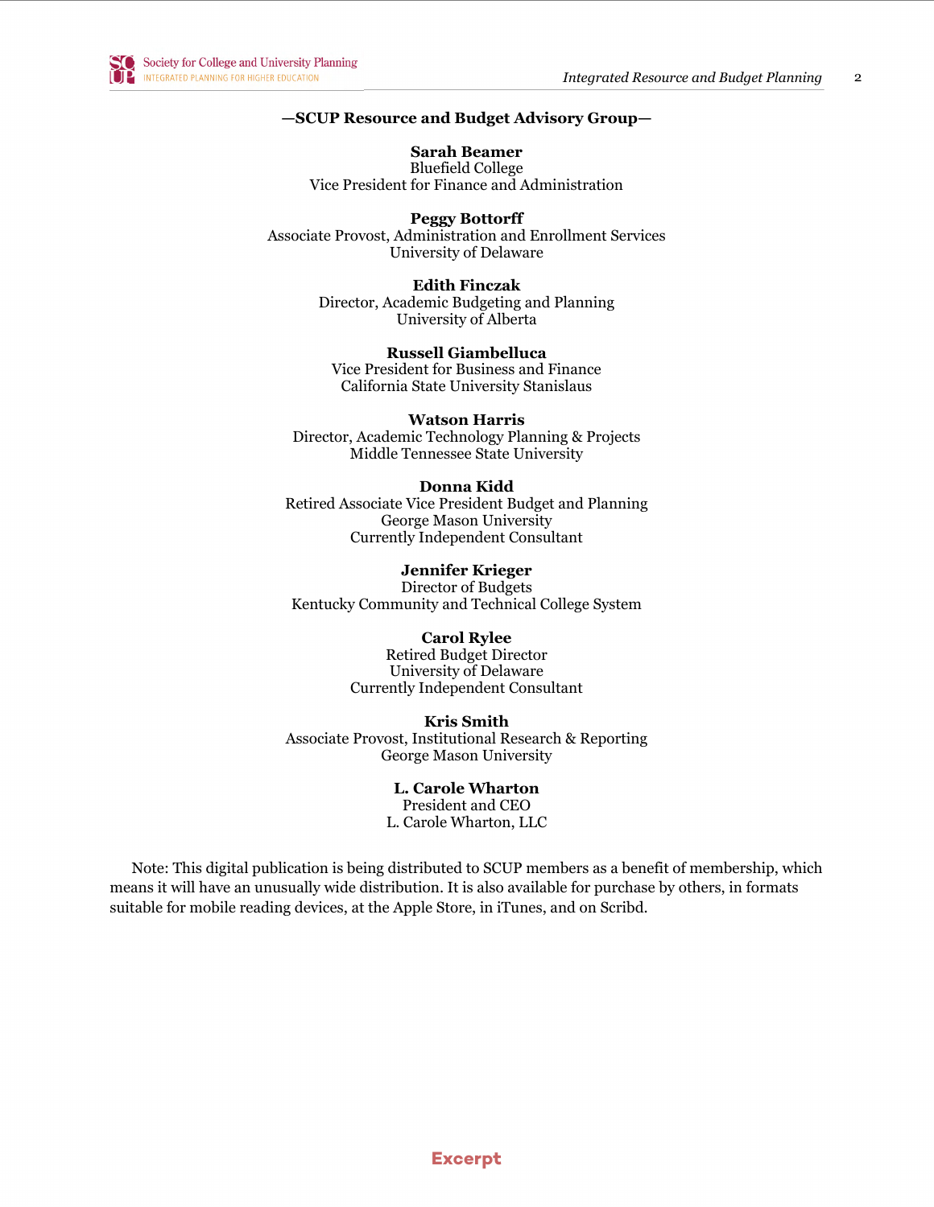**—SCUP Resource and Budget Advisory Group—**

**Sarah Beamer**
Bluefield College
Vice President for Finance and Administration

**Peggy Bottorff**
Associate Provost, Administration and Enrollment Services
University of Delaware

**Edith Finczak**
Director, Academic Budgeting and Planning
University of Alberta

**Russell Giambelluca**
Vice President for Business and Finance
California State University Stanislaus

**Watson Harris**
Director, Academic Technology Planning & Projects
Middle Tennessee State University

**Donna Kidd**
Retired Associate Vice President Budget and Planning
George Mason University
Currently Independent Consultant

**Jennifer Krieger**
Director of Budgets
Kentucky Community and Technical College System

**Carol Rylee**
Retired Budget Director
University of Delaware
Currently Independent Consultant

**Kris Smith**
Associate Provost, Institutional Research & Reporting
George Mason University

**L. Carole Wharton**
President and CEO
L. Carole Wharton, LLC

Note: This digital publication is being distributed to SCUP members as a benefit of membership, which means it will have an unusually wide distribution. It is also available for purchase by others, in formats suitable for mobile reading devices, at the Apple Store, in iTunes, and on Scribd.

Excerpt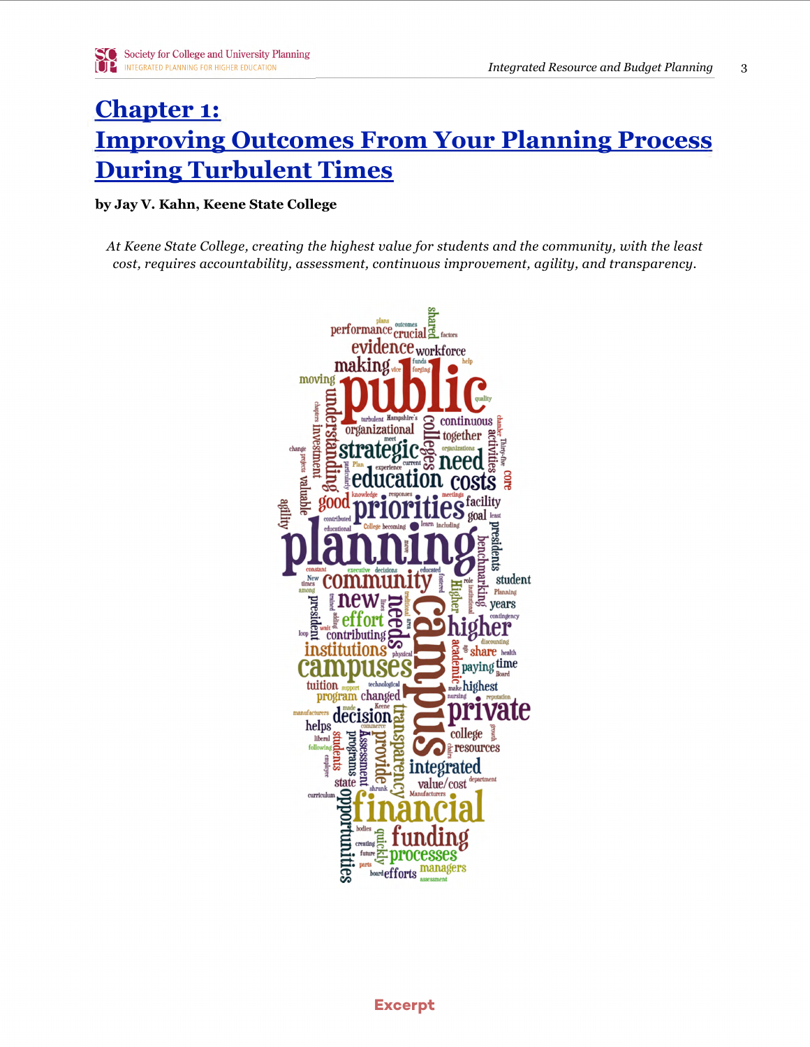# Chapter 1: Improving Outcomes From Your Planning Process During Turbulent Times

**by Jay V. Kahn, Keene State College**

*At Keene State College, creating the highest value for students and the community, with the least cost, requires accountability, assessment, continuous improvement, agility, and transparency.*

Excerpt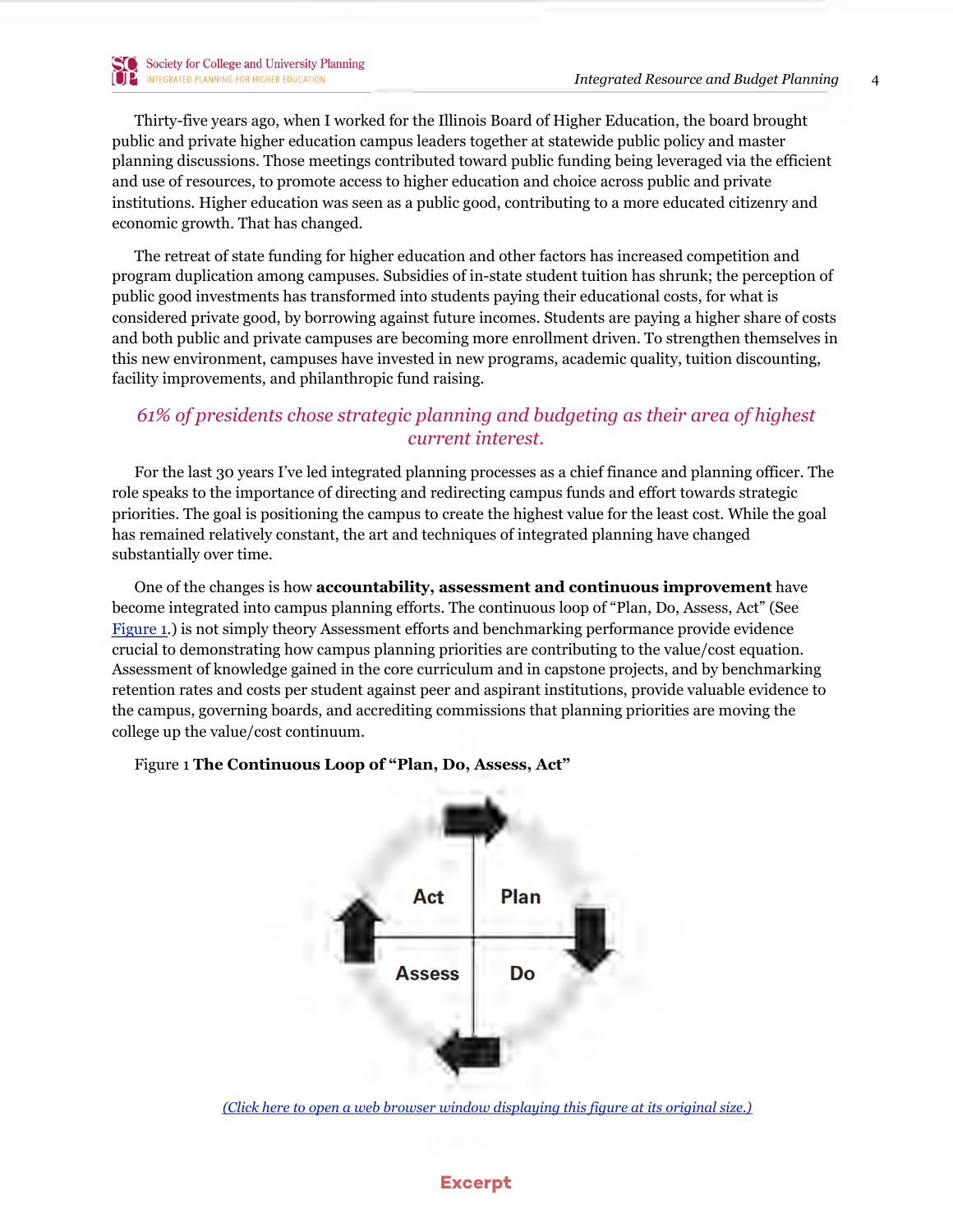Thirty-five years ago, when I worked for the Illinois Board of Higher Education, the board brought public and private higher education campus leaders together at statewide public policy and master planning discussions. Those meetings contributed toward public funding being leveraged via the efficient and use of resources, to promote access to higher education and choice across public and private institutions. Higher education was seen as a public good, contributing to a more educated citizenry and economic growth. That has changed.

The retreat of state funding for higher education and other factors has increased competition and program duplication among campuses. Subsidies of in-state student tuition has shrunk; the perception of public good investments has transformed into students paying their educational costs, for what is considered private good, by borrowing against future incomes. Students are paying a higher share of costs and both public and private campuses are becoming more enrollment driven. To strengthen themselves in this new environment, campuses have invested in new programs, academic quality, tuition discounting, facility improvements, and philanthropic fund raising.

*61% of presidents chose strategic planning and budgeting as their area of highest current interest.*

For the last 30 years I've led integrated planning processes as a chief finance and planning officer. The role speaks to the importance of directing and redirecting campus funds and effort towards strategic priorities. The goal is positioning the campus to create the highest value for the least cost. While the goal has remained relatively constant, the art and techniques of integrated planning have changed substantially over time.

One of the changes is how **accountability, assessment and continuous improvement** have become integrated into campus planning efforts. The continuous loop of "Plan, Do, Assess, Act" (See Figure 1.) is not simply theory Assessment efforts and benchmarking performance provide evidence crucial to demonstrating how campus planning priorities are contributing to the value/cost equation. Assessment of knowledge gained in the core curriculum and in capstone projects, and by benchmarking retention rates and costs per student against peer and aspirant institutions, provide valuable evidence to the campus, governing boards, and accrediting commissions that planning priorities are moving the college up the value/cost continuum.

Figure 1 **The Continuous Loop of "Plan, Do, Assess, Act"**

Act | Plan | Assess | Do

*(Click here to open a web browser window displaying this figure at its original size.)*

Excerpt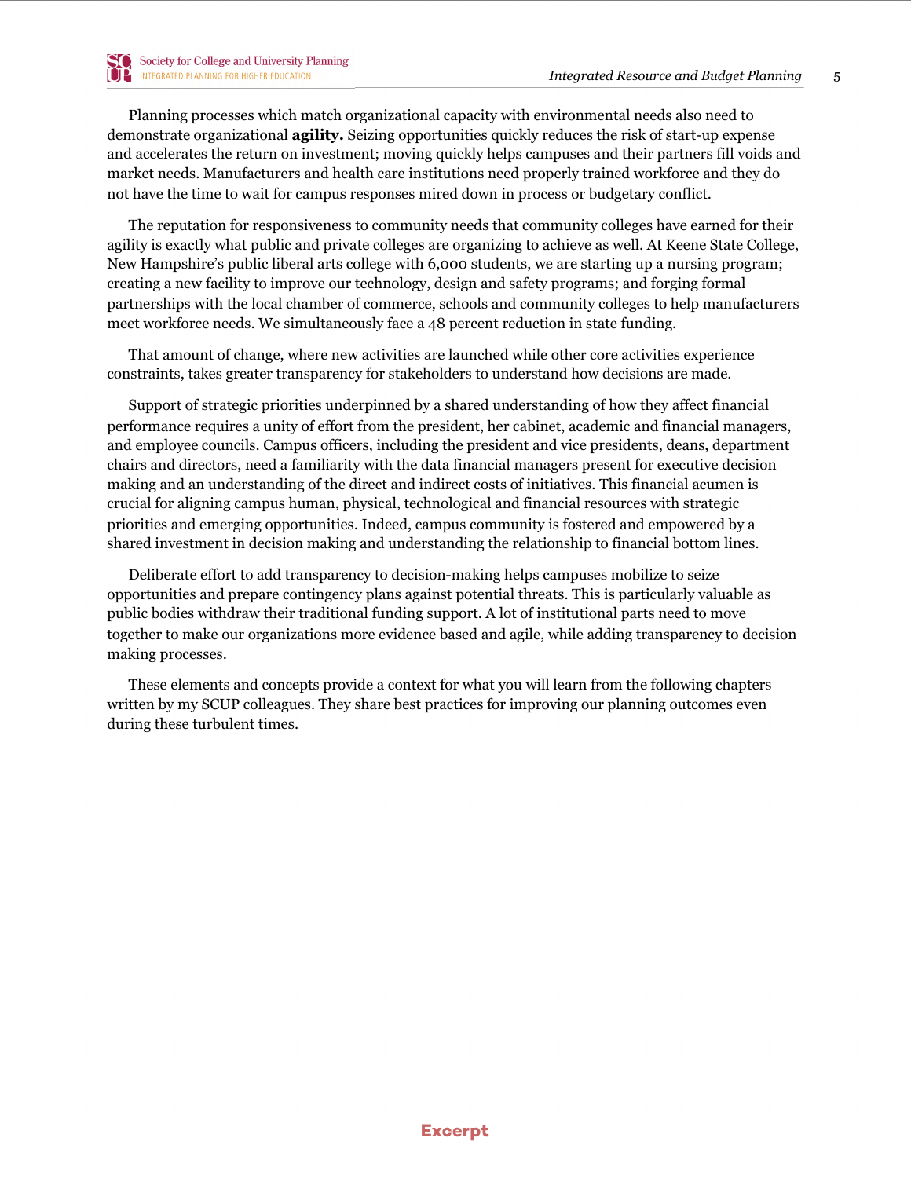Planning processes which match organizational capacity with environmental needs also need to demonstrate organizational **agility.** Seizing opportunities quickly reduces the risk of start-up expense and accelerates the return on investment; moving quickly helps campuses and their partners fill voids and market needs. Manufacturers and health care institutions need properly trained workforce and they do not have the time to wait for campus responses mired down in process or budgetary conflict.

The reputation for responsiveness to community needs that community colleges have earned for their agility is exactly what public and private colleges are organizing to achieve as well. At Keene State College, New Hampshire's public liberal arts college with 6,000 students, we are starting up a nursing program; creating a new facility to improve our technology, design and safety programs; and forging formal partnerships with the local chamber of commerce, schools and community colleges to help manufacturers meet workforce needs. We simultaneously face a 48 percent reduction in state funding.

That amount of change, where new activities are launched while other core activities experience constraints, takes greater transparency for stakeholders to understand how decisions are made.

Support of strategic priorities underpinned by a shared understanding of how they affect financial performance requires a unity of effort from the president, her cabinet, academic and financial managers, and employee councils. Campus officers, including the president and vice presidents, deans, department chairs and directors, need a familiarity with the data financial managers present for executive decision making and an understanding of the direct and indirect costs of initiatives. This financial acumen is crucial for aligning campus human, physical, technological and financial resources with strategic priorities and emerging opportunities. Indeed, campus community is fostered and empowered by a shared investment in decision making and understanding the relationship to financial bottom lines.

Deliberate effort to add transparency to decision-making helps campuses mobilize to seize opportunities and prepare contingency plans against potential threats. This is particularly valuable as public bodies withdraw their traditional funding support. A lot of institutional parts need to move together to make our organizations more evidence based and agile, while adding transparency to decision making processes.

These elements and concepts provide a context for what you will learn from the following chapters written by my SCUP colleagues. They share best practices for improving our planning outcomes even during these turbulent times.

Excerpt